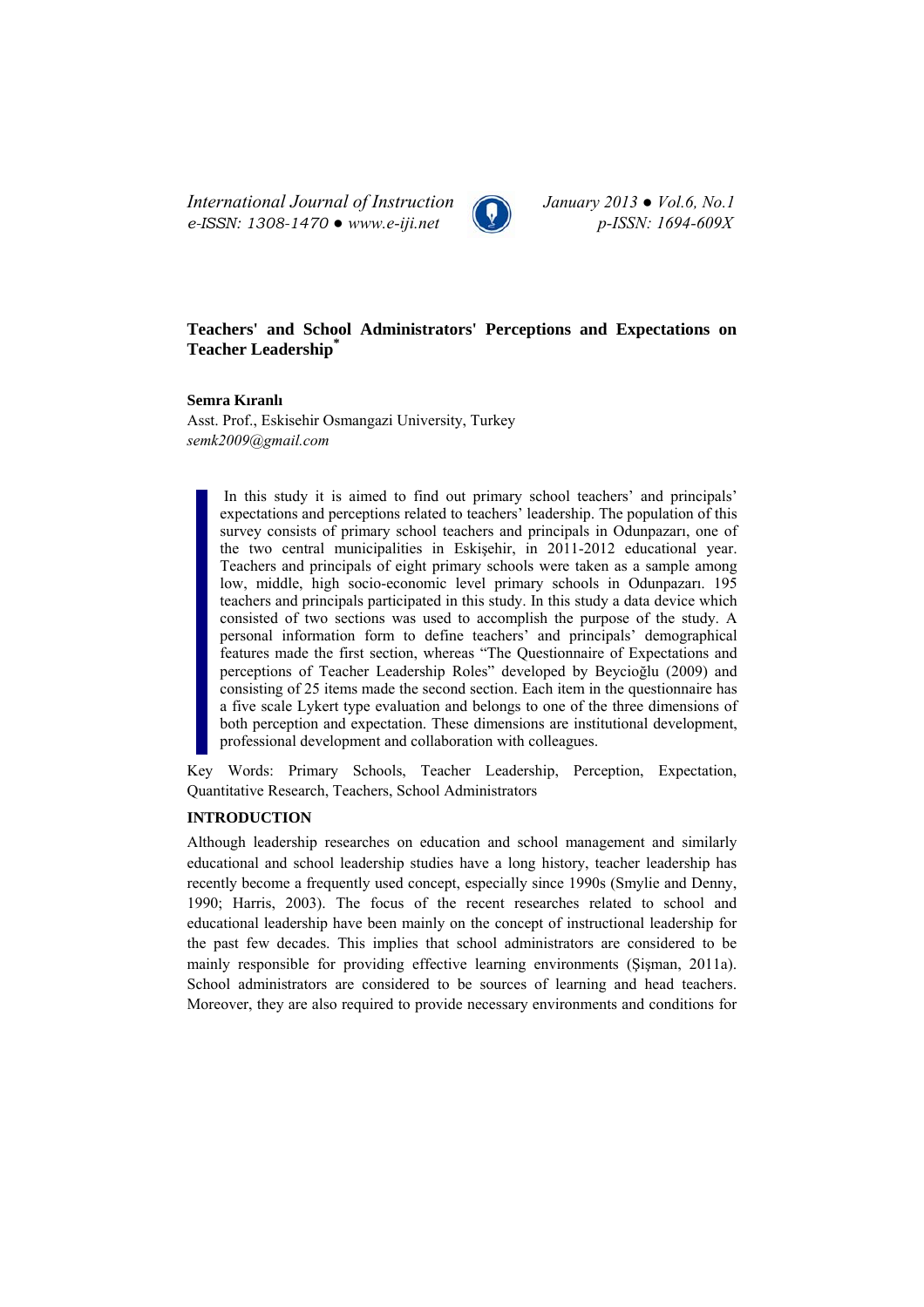# Teachers' and School Administrators' Perceptions and Expectations on Teacher Leadership[*]

**Semra Kıranlı**

Asst. Prof., Eskisehir Osmangazi University, Turkey
*semk2009@gmail.com*

> In this study it is aimed to find out primary school teachers' and principals' expectations and perceptions related to teachers' leadership. The population of this survey consists of primary school teachers and principals in Odunpazarı, one of the two central municipalities in Eskişehir, in 2011-2012 educational year. Teachers and principals of eight primary schools were taken as a sample among low, middle, high socio-economic level primary schools in Odunpazarı. 195 teachers and principals participated in this study. In this study a data device which consisted of two sections was used to accomplish the purpose of the study. A personal information form to define teachers' and principals' demographical features made the first section, whereas "The Questionnaire of Expectations and perceptions of Teacher Leadership Roles" developed by Beycioğlu (2009) and consisting of 25 items made the second section. Each item in the questionnaire has a five scale Lykert type evaluation and belongs to one of the three dimensions of both perception and expectation. These dimensions are institutional development, professional development and collaboration with colleagues.

Key Words: Primary Schools, Teacher Leadership, Perception, Expectation, Quantitative Research, Teachers, School Administrators

## INTRODUCTION

Although leadership researches on education and school management and similarly educational and school leadership studies have a long history, teacher leadership has recently become a frequently used concept, especially since 1990s (Smylie and Denny, 1990; Harris, 2003). The focus of the recent researches related to school and educational leadership have been mainly on the concept of instructional leadership for the past few decades. This implies that school administrators are considered to be mainly responsible for providing effective learning environments (Şişman, 2011a). School administrators are considered to be sources of learning and head teachers. Moreover, they are also required to provide necessary environments and conditions for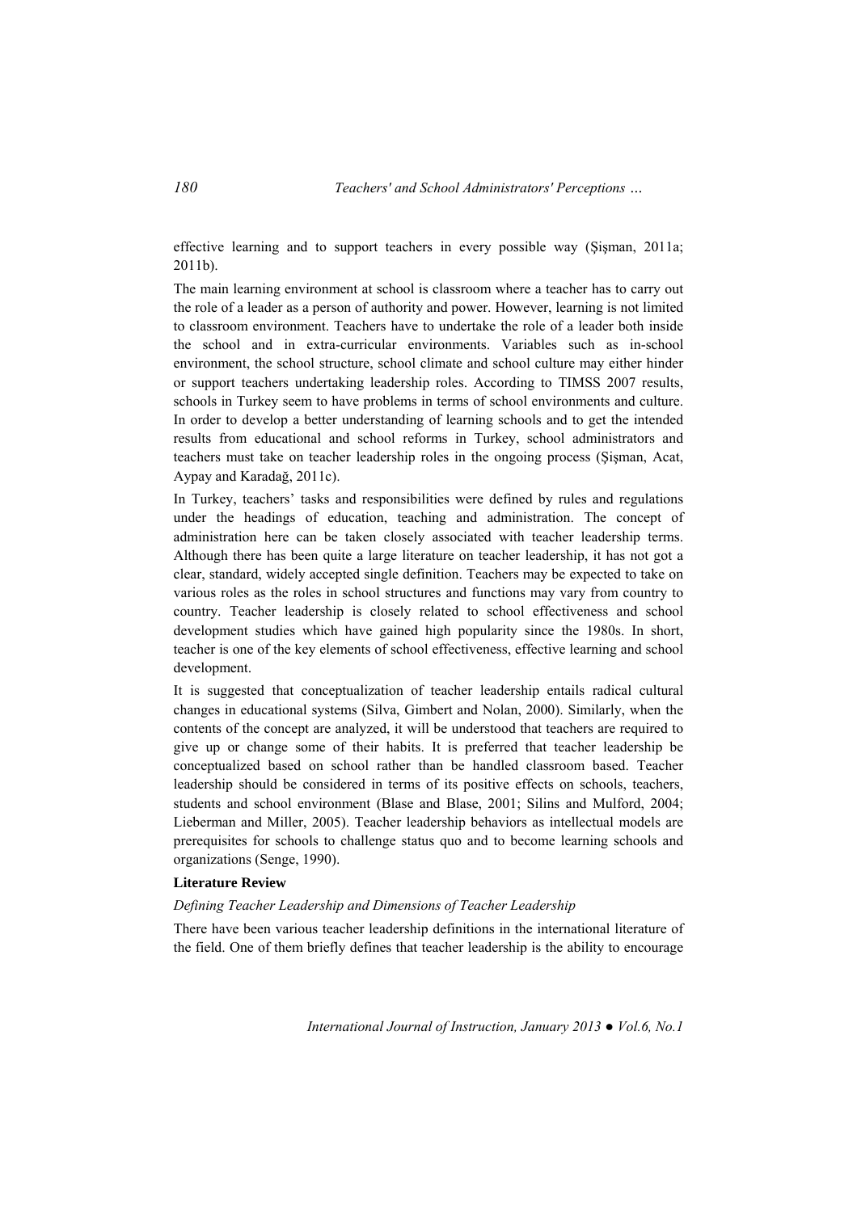effective learning and to support teachers in every possible way (Şişman, 2011a; 2011b).

The main learning environment at school is classroom where a teacher has to carry out the role of a leader as a person of authority and power. However, learning is not limited to classroom environment. Teachers have to undertake the role of a leader both inside the school and in extra-curricular environments. Variables such as in-school environment, the school structure, school climate and school culture may either hinder or support teachers undertaking leadership roles. According to TIMSS 2007 results, schools in Turkey seem to have problems in terms of school environments and culture. In order to develop a better understanding of learning schools and to get the intended results from educational and school reforms in Turkey, school administrators and teachers must take on teacher leadership roles in the ongoing process (Şişman, Acat, Aypay and Karadağ, 2011c).

In Turkey, teachers' tasks and responsibilities were defined by rules and regulations under the headings of education, teaching and administration. The concept of administration here can be taken closely associated with teacher leadership terms. Although there has been quite a large literature on teacher leadership, it has not got a clear, standard, widely accepted single definition. Teachers may be expected to take on various roles as the roles in school structures and functions may vary from country to country. Teacher leadership is closely related to school effectiveness and school development studies which have gained high popularity since the 1980s. In short, teacher is one of the key elements of school effectiveness, effective learning and school development.

It is suggested that conceptualization of teacher leadership entails radical cultural changes in educational systems (Silva, Gimbert and Nolan, 2000). Similarly, when the contents of the concept are analyzed, it will be understood that teachers are required to give up or change some of their habits. It is preferred that teacher leadership be conceptualized based on school rather than be handled classroom based. Teacher leadership should be considered in terms of its positive effects on schools, teachers, students and school environment (Blase and Blase, 2001; Silins and Mulford, 2004; Lieberman and Miller, 2005). Teacher leadership behaviors as intellectual models are prerequisites for schools to challenge status quo and to become learning schools and organizations (Senge, 1990).

## Literature Review

### *Defining Teacher Leadership and Dimensions of Teacher Leadership*

There have been various teacher leadership definitions in the international literature of the field. One of them briefly defines that teacher leadership is the ability to encourage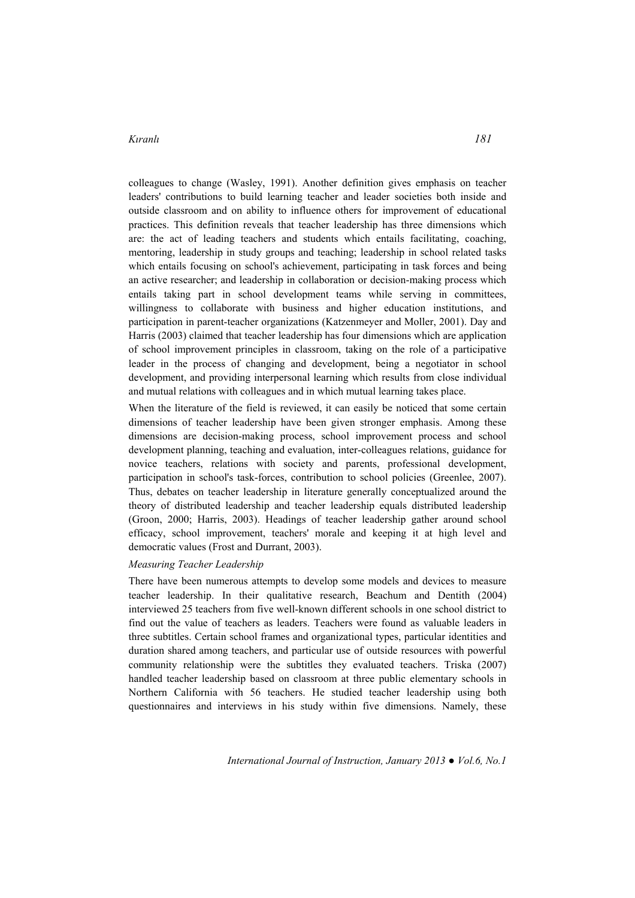colleagues to change (Wasley, 1991). Another definition gives emphasis on teacher leaders' contributions to build learning teacher and leader societies both inside and outside classroom and on ability to influence others for improvement of educational practices. This definition reveals that teacher leadership has three dimensions which are: the act of leading teachers and students which entails facilitating, coaching, mentoring, leadership in study groups and teaching; leadership in school related tasks which entails focusing on school's achievement, participating in task forces and being an active researcher; and leadership in collaboration or decision-making process which entails taking part in school development teams while serving in committees, willingness to collaborate with business and higher education institutions, and participation in parent-teacher organizations (Katzenmeyer and Moller, 2001). Day and Harris (2003) claimed that teacher leadership has four dimensions which are application of school improvement principles in classroom, taking on the role of a participative leader in the process of changing and development, being a negotiator in school development, and providing interpersonal learning which results from close individual and mutual relations with colleagues and in which mutual learning takes place.

When the literature of the field is reviewed, it can easily be noticed that some certain dimensions of teacher leadership have been given stronger emphasis. Among these dimensions are decision-making process, school improvement process and school development planning, teaching and evaluation, inter-colleagues relations, guidance for novice teachers, relations with society and parents, professional development, participation in school's task-forces, contribution to school policies (Greenlee, 2007). Thus, debates on teacher leadership in literature generally conceptualized around the theory of distributed leadership and teacher leadership equals distributed leadership (Groon, 2000; Harris, 2003). Headings of teacher leadership gather around school efficacy, school improvement, teachers' morale and keeping it at high level and democratic values (Frost and Durrant, 2003).

*Measuring Teacher Leadership*

There have been numerous attempts to develop some models and devices to measure teacher leadership. In their qualitative research, Beachum and Dentith (2004) interviewed 25 teachers from five well-known different schools in one school district to find out the value of teachers as leaders. Teachers were found as valuable leaders in three subtitles. Certain school frames and organizational types, particular identities and duration shared among teachers, and particular use of outside resources with powerful community relationship were the subtitles they evaluated teachers. Triska (2007) handled teacher leadership based on classroom at three public elementary schools in Northern California with 56 teachers. He studied teacher leadership using both questionnaires and interviews in his study within five dimensions. Namely, these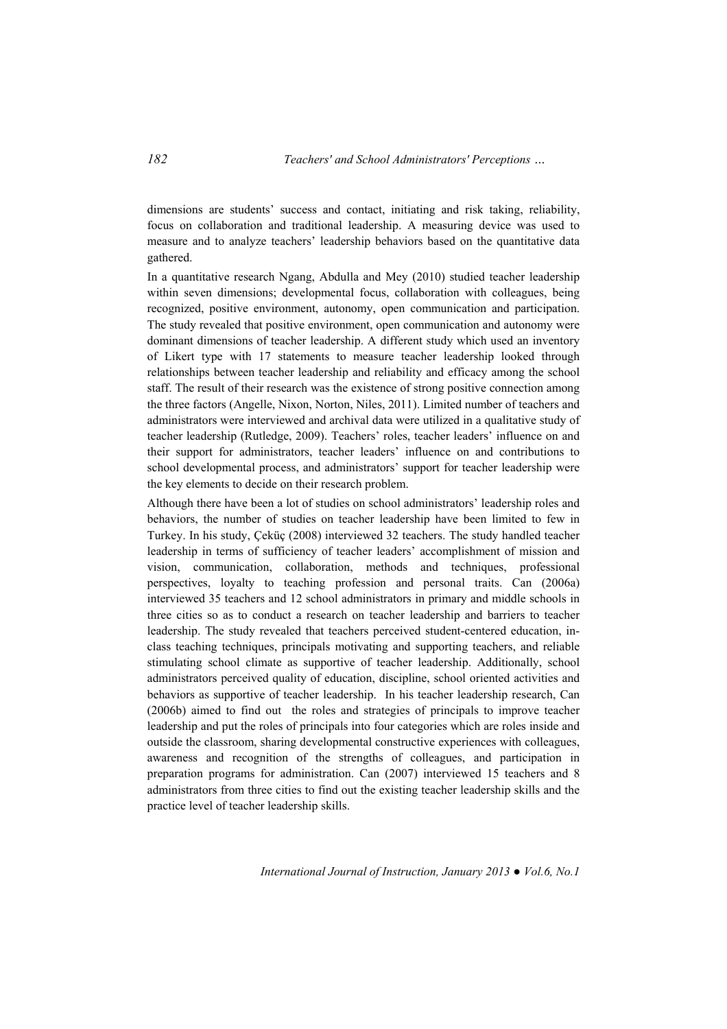dimensions are students' success and contact, initiating and risk taking, reliability, focus on collaboration and traditional leadership. A measuring device was used to measure and to analyze teachers' leadership behaviors based on the quantitative data gathered.

In a quantitative research Ngang, Abdulla and Mey (2010) studied teacher leadership within seven dimensions; developmental focus, collaboration with colleagues, being recognized, positive environment, autonomy, open communication and participation. The study revealed that positive environment, open communication and autonomy were dominant dimensions of teacher leadership. A different study which used an inventory of Likert type with 17 statements to measure teacher leadership looked through relationships between teacher leadership and reliability and efficacy among the school staff. The result of their research was the existence of strong positive connection among the three factors (Angelle, Nixon, Norton, Niles, 2011). Limited number of teachers and administrators were interviewed and archival data were utilized in a qualitative study of teacher leadership (Rutledge, 2009). Teachers' roles, teacher leaders' influence on and their support for administrators, teacher leaders' influence on and contributions to school developmental process, and administrators' support for teacher leadership were the key elements to decide on their research problem.

Although there have been a lot of studies on school administrators' leadership roles and behaviors, the number of studies on teacher leadership have been limited to few in Turkey. In his study, Çeküç (2008) interviewed 32 teachers. The study handled teacher leadership in terms of sufficiency of teacher leaders' accomplishment of mission and vision, communication, collaboration, methods and techniques, professional perspectives, loyalty to teaching profession and personal traits. Can (2006a) interviewed 35 teachers and 12 school administrators in primary and middle schools in three cities so as to conduct a research on teacher leadership and barriers to teacher leadership. The study revealed that teachers perceived student-centered education, in-class teaching techniques, principals motivating and supporting teachers, and reliable stimulating school climate as supportive of teacher leadership. Additionally, school administrators perceived quality of education, discipline, school oriented activities and behaviors as supportive of teacher leadership. In his teacher leadership research, Can (2006b) aimed to find out the roles and strategies of principals to improve teacher leadership and put the roles of principals into four categories which are roles inside and outside the classroom, sharing developmental constructive experiences with colleagues, awareness and recognition of the strengths of colleagues, and participation in preparation programs for administration. Can (2007) interviewed 15 teachers and 8 administrators from three cities to find out the existing teacher leadership skills and the practice level of teacher leadership skills.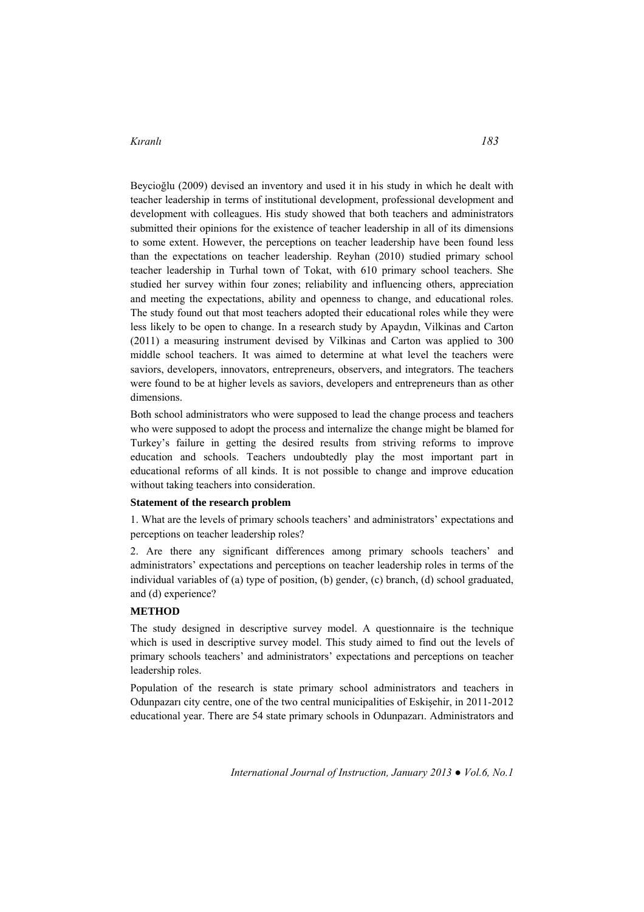Beycioğlu (2009) devised an inventory and used it in his study in which he dealt with teacher leadership in terms of institutional development, professional development and development with colleagues. His study showed that both teachers and administrators submitted their opinions for the existence of teacher leadership in all of its dimensions to some extent. However, the perceptions on teacher leadership have been found less than the expectations on teacher leadership. Reyhan (2010) studied primary school teacher leadership in Turhal town of Tokat, with 610 primary school teachers. She studied her survey within four zones; reliability and influencing others, appreciation and meeting the expectations, ability and openness to change, and educational roles. The study found out that most teachers adopted their educational roles while they were less likely to be open to change. In a research study by Apaydın, Vilkinas and Carton (2011) a measuring instrument devised by Vilkinas and Carton was applied to 300 middle school teachers. It was aimed to determine at what level the teachers were saviors, developers, innovators, entrepreneurs, observers, and integrators. The teachers were found to be at higher levels as saviors, developers and entrepreneurs than as other dimensions.

Both school administrators who were supposed to lead the change process and teachers who were supposed to adopt the process and internalize the change might be blamed for Turkey's failure in getting the desired results from striving reforms to improve education and schools. Teachers undoubtedly play the most important part in educational reforms of all kinds. It is not possible to change and improve education without taking teachers into consideration.

**Statement of the research problem**

1. What are the levels of primary schools teachers' and administrators' expectations and perceptions on teacher leadership roles?

2. Are there any significant differences among primary schools teachers' and administrators' expectations and perceptions on teacher leadership roles in terms of the individual variables of (a) type of position, (b) gender, (c) branch, (d) school graduated, and (d) experience?

## METHOD

The study designed in descriptive survey model. A questionnaire is the technique which is used in descriptive survey model. This study aimed to find out the levels of primary schools teachers' and administrators' expectations and perceptions on teacher leadership roles.

Population of the research is state primary school administrators and teachers in Odunpazarı city centre, one of the two central municipalities of Eskişehir, in 2011-2012 educational year. There are 54 state primary schools in Odunpazarı. Administrators and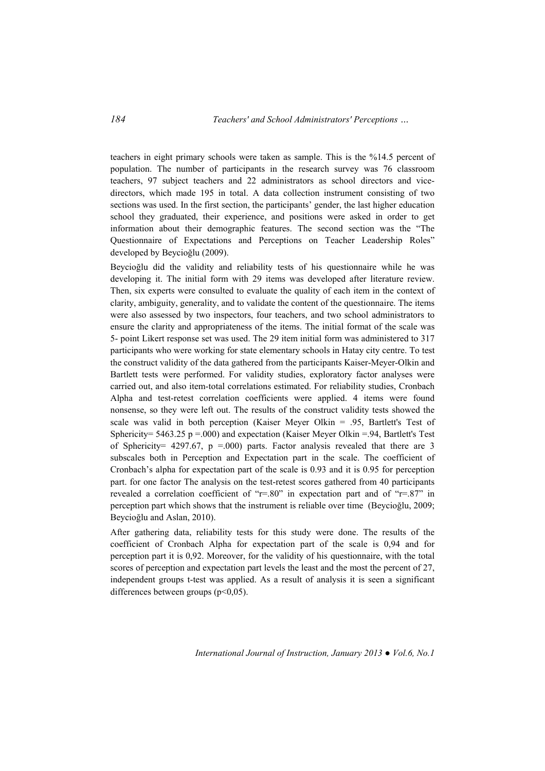teachers in eight primary schools were taken as sample. This is the %14.5 percent of population. The number of participants in the research survey was 76 classroom teachers, 97 subject teachers and 22 administrators as school directors and vice-directors, which made 195 in total. A data collection instrument consisting of two sections was used. In the first section, the participants' gender, the last higher education school they graduated, their experience, and positions were asked in order to get information about their demographic features. The second section was the "The Questionnaire of Expectations and Perceptions on Teacher Leadership Roles" developed by Beycioğlu (2009).

Beycioğlu did the validity and reliability tests of his questionnaire while he was developing it. The initial form with 29 items was developed after literature review. Then, six experts were consulted to evaluate the quality of each item in the context of clarity, ambiguity, generality, and to validate the content of the questionnaire. The items were also assessed by two inspectors, four teachers, and two school administrators to ensure the clarity and appropriateness of the items. The initial format of the scale was 5- point Likert response set was used. The 29 item initial form was administered to 317 participants who were working for state elementary schools in Hatay city centre. To test the construct validity of the data gathered from the participants Kaiser-Meyer-Olkin and Bartlett tests were performed. For validity studies, exploratory factor analyses were carried out, and also item-total correlations estimated. For reliability studies, Cronbach Alpha and test-retest correlation coefficients were applied. 4 items were found nonsense, so they were left out. The results of the construct validity tests showed the scale was valid in both perception (Kaiser Meyer Olkin = .95, Bartlett's Test of Sphericity= 5463.25 p =.000) and expectation (Kaiser Meyer Olkin =.94, Bartlett's Test of Sphericity= 4297.67, p =.000) parts. Factor analysis revealed that there are 3 subscales both in Perception and Expectation part in the scale. The coefficient of Cronbach's alpha for expectation part of the scale is 0.93 and it is 0.95 for perception part. for one factor The analysis on the test-retest scores gathered from 40 participants revealed a correlation coefficient of "r=.80" in expectation part and of "r=.87" in perception part which shows that the instrument is reliable over time (Beycioğlu, 2009; Beycioğlu and Aslan, 2010).

After gathering data, reliability tests for this study were done. The results of the coefficient of Cronbach Alpha for expectation part of the scale is 0,94 and for perception part it is 0,92. Moreover, for the validity of his questionnaire, with the total scores of perception and expectation part levels the least and the most the percent of 27, independent groups t-test was applied. As a result of analysis it is seen a significant differences between groups ($p<0,05$).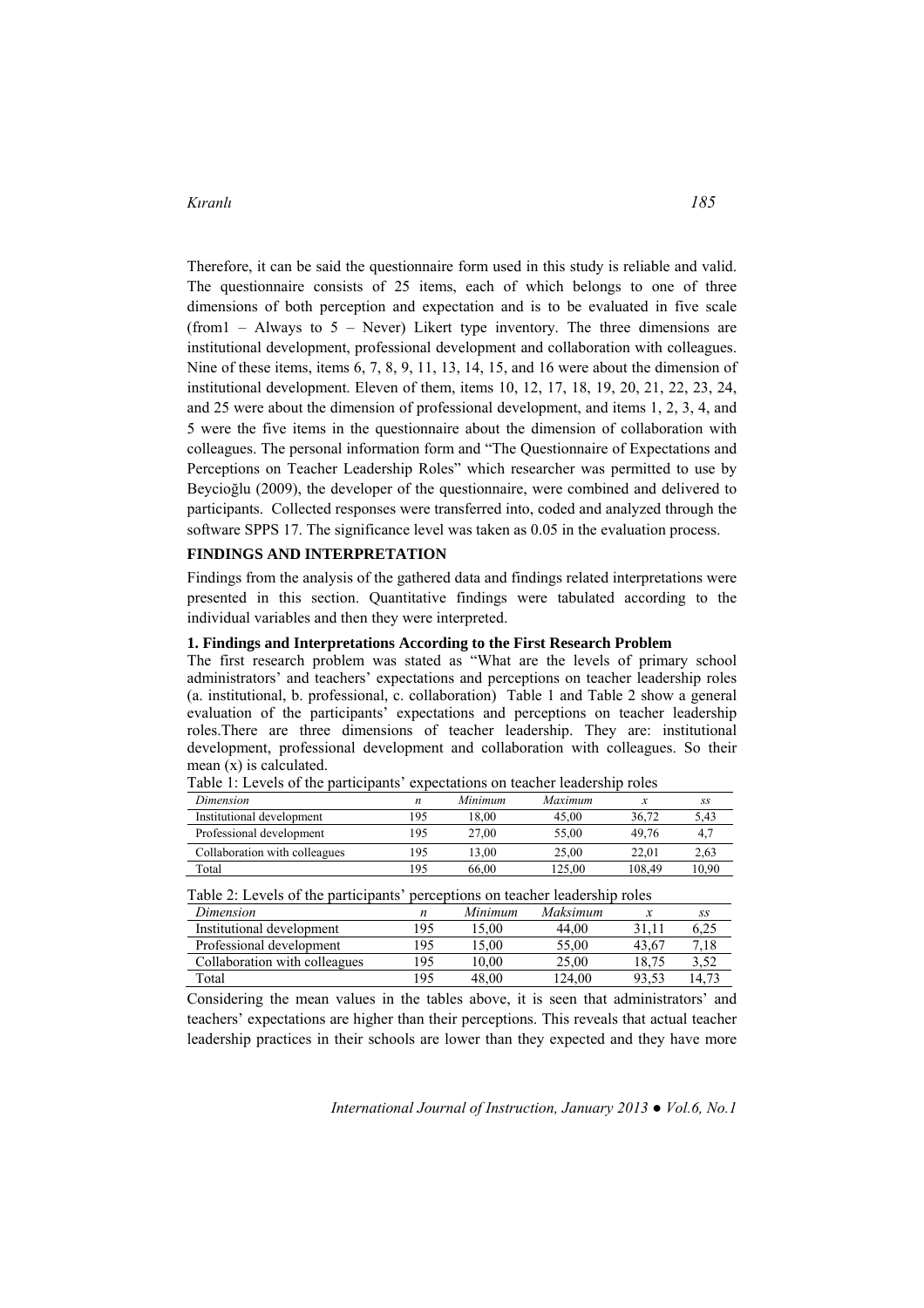Therefore, it can be said the questionnaire form used in this study is reliable and valid. The questionnaire consists of 25 items, each of which belongs to one of three dimensions of both perception and expectation and is to be evaluated in five scale (from1 – Always to 5 – Never) Likert type inventory. The three dimensions are institutional development, professional development and collaboration with colleagues. Nine of these items, items 6, 7, 8, 9, 11, 13, 14, 15, and 16 were about the dimension of institutional development. Eleven of them, items 10, 12, 17, 18, 19, 20, 21, 22, 23, 24, and 25 were about the dimension of professional development, and items 1, 2, 3, 4, and 5 were the five items in the questionnaire about the dimension of collaboration with colleagues. The personal information form and "The Questionnaire of Expectations and Perceptions on Teacher Leadership Roles" which researcher was permitted to use by Beycioğlu (2009), the developer of the questionnaire, were combined and delivered to participants. Collected responses were transferred into, coded and analyzed through the software SPPS 17. The significance level was taken as 0.05 in the evaluation process.

## FINDINGS AND INTERPRETATION

Findings from the analysis of the gathered data and findings related interpretations were presented in this section. Quantitative findings were tabulated according to the individual variables and then they were interpreted.

### 1. Findings and Interpretations According to the First Research Problem

The first research problem was stated as "What are the levels of primary school administrators' and teachers' expectations and perceptions on teacher leadership roles (a. institutional, b. professional, c. collaboration) Table 1 and Table 2 show a general evaluation of the participants' expectations and perceptions on teacher leadership roles.There are three dimensions of teacher leadership. They are: institutional development, professional development and collaboration with colleagues. So their mean (x) is calculated.

Table 1: Levels of the participants' expectations on teacher leadership roles

| *Dimension* | *n* | *Minimum* | *Maximum* | *x* | *ss* |
|---|---|---|---|---|---|
| Institutional development | 195 | 18,00 | 45,00 | 36,72 | 5,43 |
| Professional development | 195 | 27,00 | 55,00 | 49,76 | 4,7 |
| Collaboration with colleagues | 195 | 13,00 | 25,00 | 22,01 | 2,63 |
| Total | 195 | 66,00 | 125,00 | 108,49 | 10,90 |

Table 2: Levels of the participants' perceptions on teacher leadership roles

| *Dimension* | *n* | *Minimum* | *Maksimum* | *x* | *ss* |
|---|---|---|---|---|---|
| Institutional development | 195 | 15,00 | 44,00 | 31,11 | 6,25 |
| Professional development | 195 | 15,00 | 55,00 | 43,67 | 7,18 |
| Collaboration with colleagues | 195 | 10,00 | 25,00 | 18,75 | 3,52 |
| Total | 195 | 48,00 | 124,00 | 93,53 | 14,73 |

Considering the mean values in the tables above, it is seen that administrators' and teachers' expectations are higher than their perceptions. This reveals that actual teacher leadership practices in their schools are lower than they expected and they have more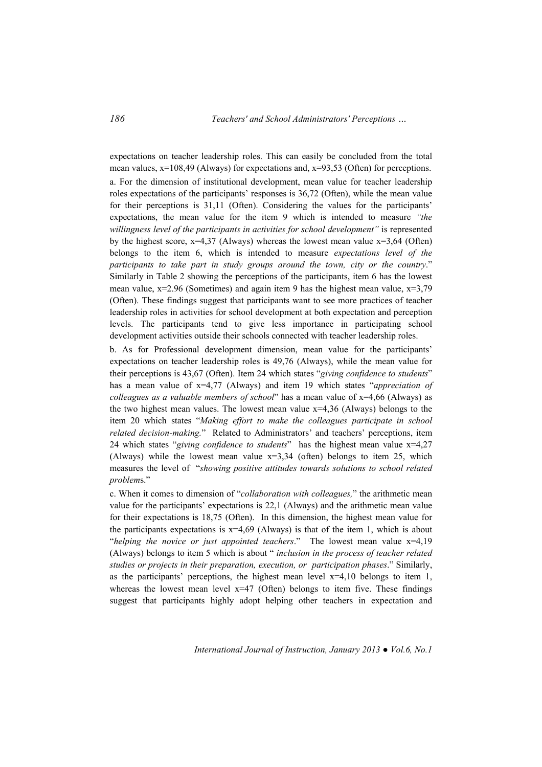expectations on teacher leadership roles. This can easily be concluded from the total mean values, x=108,49 (Always) for expectations and, x=93,53 (Often) for perceptions.

a. For the dimension of institutional development, mean value for teacher leadership roles expectations of the participants' responses is 36,72 (Often), while the mean value for their perceptions is 31,11 (Often). Considering the values for the participants' expectations, the mean value for the item 9 which is intended to measure *"the willingness level of the participants in activities for school development"* is represented by the highest score, x=4,37 (Always) whereas the lowest mean value x=3,64 (Often) belongs to the item 6, which is intended to measure *expectations level of the participants to take part in study groups around the town, city or the country*." Similarly in Table 2 showing the perceptions of the participants, item 6 has the lowest mean value, x=2.96 (Sometimes) and again item 9 has the highest mean value, x=3,79 (Often). These findings suggest that participants want to see more practices of teacher leadership roles in activities for school development at both expectation and perception levels. The participants tend to give less importance in participating school development activities outside their schools connected with teacher leadership roles.

b. As for Professional development dimension, mean value for the participants' expectations on teacher leadership roles is 49,76 (Always), while the mean value for their perceptions is 43,67 (Often). Item 24 which states "*giving confidence to students*" has a mean value of x=4,77 (Always) and item 19 which states "*appreciation of colleagues as a valuable members of school*" has a mean value of x=4,66 (Always) as the two highest mean values. The lowest mean value x=4,36 (Always) belongs to the item 20 which states "*Making effort to make the colleagues participate in school related decision-making.*" Related to Administrators' and teachers' perceptions, item 24 which states "*giving confidence to students*" has the highest mean value x=4,27 (Always) while the lowest mean value x=3,34 (often) belongs to item 25, which measures the level of "*showing positive attitudes towards solutions to school related problem*s."

c. When it comes to dimension of "*collaboration with colleagues,*" the arithmetic mean value for the participants' expectations is 22,1 (Always) and the arithmetic mean value for their expectations is 18,75 (Often). In this dimension, the highest mean value for the participants expectations is x=4,69 (Always) is that of the item 1, which is about "*helping the novice or just appointed teachers*." The lowest mean value x=4,19 (Always) belongs to item 5 which is about " *inclusion in the process of teacher related studies or projects in their preparation, execution, or participation phases*." Similarly, as the participants' perceptions, the highest mean level x=4,10 belongs to item 1, whereas the lowest mean level x=47 (Often) belongs to item five. These findings suggest that participants highly adopt helping other teachers in expectation and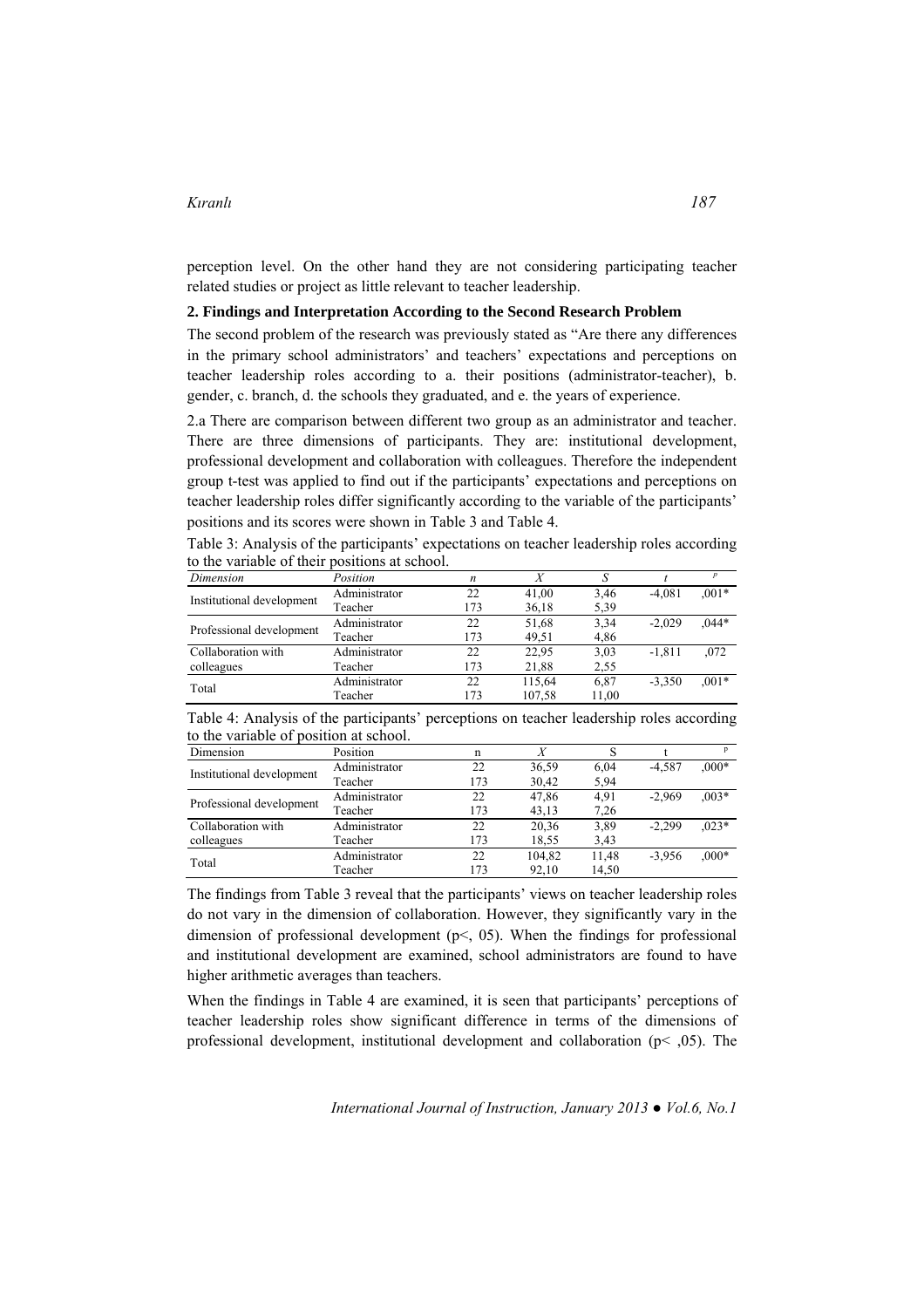perception level. On the other hand they are not considering participating teacher related studies or project as little relevant to teacher leadership.

**2. Findings and Interpretation According to the Second Research Problem**

The second problem of the research was previously stated as "Are there any differences in the primary school administrators' and teachers' expectations and perceptions on teacher leadership roles according to a. their positions (administrator-teacher), b. gender, c. branch, d. the schools they graduated, and e. the years of experience.

2.a There are comparison between different two group as an administrator and teacher. There are three dimensions of participants. They are: institutional development, professional development and collaboration with colleagues. Therefore the independent group t-test was applied to find out if the participants' expectations and perceptions on teacher leadership roles differ significantly according to the variable of the participants' positions and its scores were shown in Table 3 and Table 4.

Table 3: Analysis of the participants' expectations on teacher leadership roles according to the variable of their positions at school.

| *Dimension* | *Position* | *n* | $\bar{X}$ | *S* | *t* | *p* |
|---|---|---|---|---|---|---|
| Institutional development | Administrator | 22 | 41,00 | 3,46 | -4,081 | ,001* |
| | Teacher | 173 | 36,18 | 5,39 | | |
| Professional development | Administrator | 22 | 51,68 | 3,34 | -2,029 | ,044* |
| | Teacher | 173 | 49,51 | 4,86 | | |
| Collaboration with colleagues | Administrator | 22 | 22,95 | 3,03 | -1,811 | ,072 |
| | Teacher | 173 | 21,88 | 2,55 | | |
| Total | Administrator | 22 | 115,64 | 6,87 | -3,350 | ,001* |
| | Teacher | 173 | 107,58 | 11,00 | | |

Table 4: Analysis of the participants' perceptions on teacher leadership roles according to the variable of position at school.

| Dimension | Position | n | $\bar{X}$ | S | t | p |
|---|---|---|---|---|---|---|
| Institutional development | Administrator | 22 | 36,59 | 6,04 | -4,587 | ,000* |
| | Teacher | 173 | 30,42 | 5,94 | | |
| Professional development | Administrator | 22 | 47,86 | 4,91 | -2,969 | ,003* |
| | Teacher | 173 | 43,13 | 7,26 | | |
| Collaboration with colleagues | Administrator | 22 | 20,36 | 3,89 | -2,299 | ,023* |
| | Teacher | 173 | 18,55 | 3,43 | | |
| Total | Administrator | 22 | 104,82 | 11,48 | -3,956 | ,000* |
| | Teacher | 173 | 92,10 | 14,50 | | |

The findings from Table 3 reveal that the participants' views on teacher leadership roles do not vary in the dimension of collaboration. However, they significantly vary in the dimension of professional development ($p<$, 05). When the findings for professional and institutional development are examined, school administrators are found to have higher arithmetic averages than teachers.

When the findings in Table 4 are examined, it is seen that participants' perceptions of teacher leadership roles show significant difference in terms of the dimensions of professional development, institutional development and collaboration ($p<$ ,05). The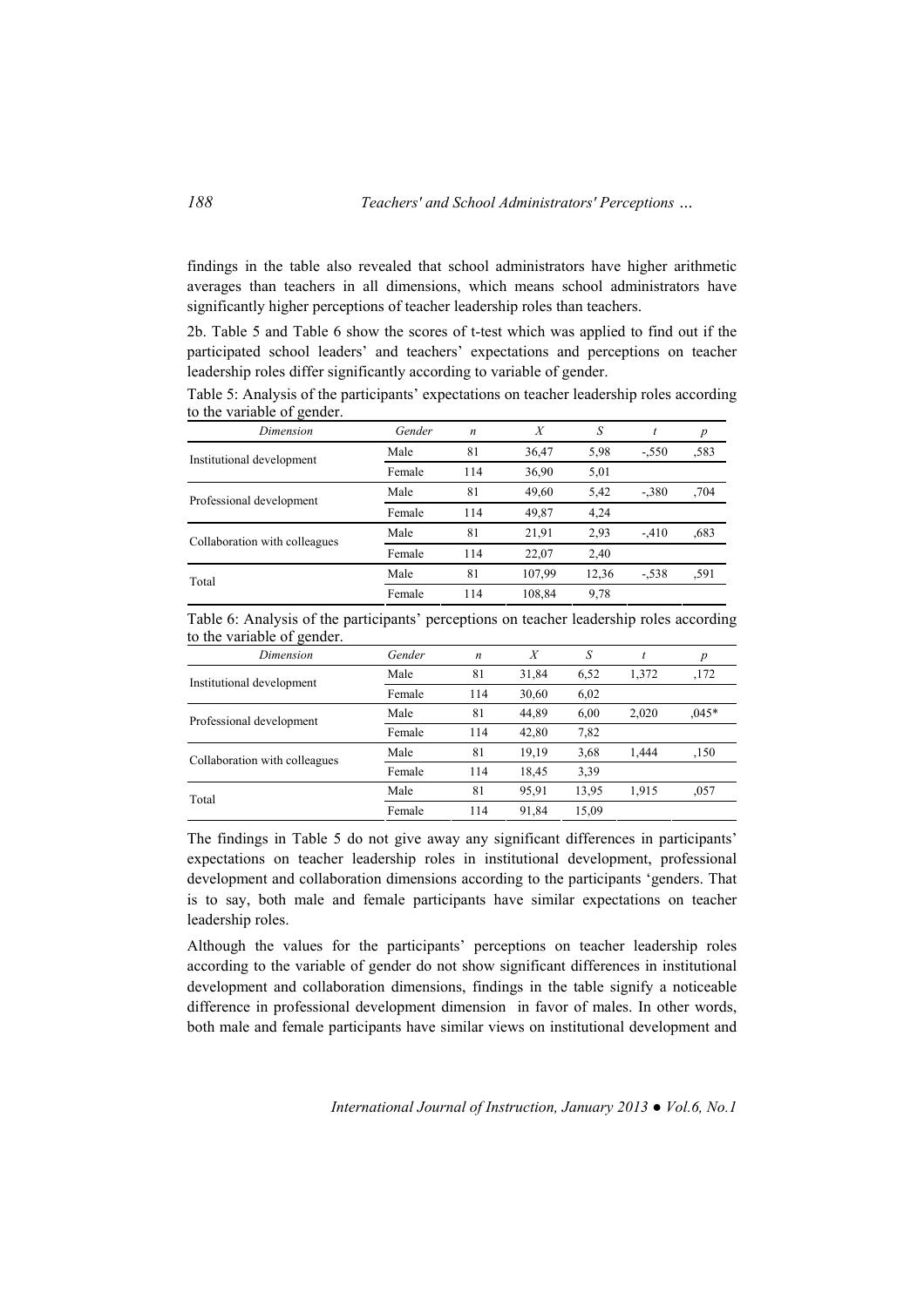findings in the table also revealed that school administrators have higher arithmetic averages than teachers in all dimensions, which means school administrators have significantly higher perceptions of teacher leadership roles than teachers.

2b. Table 5 and Table 6 show the scores of t-test which was applied to find out if the participated school leaders' and teachers' expectations and perceptions on teacher leadership roles differ significantly according to variable of gender.

Table 5: Analysis of the participants' expectations on teacher leadership roles according to the variable of gender.

| *Dimension* | *Gender* | *n* | *X* | *S* | *t* | *p* |
|---|---|---|---|---|---|---|
| Institutional development | Male | 81 | 36,47 | 5,98 | -,550 | ,583 |
| | Female | 114 | 36,90 | 5,01 | | |
| Professional development | Male | 81 | 49,60 | 5,42 | -,380 | ,704 |
| | Female | 114 | 49,87 | 4,24 | | |
| Collaboration with colleagues | Male | 81 | 21,91 | 2,93 | -,410 | ,683 |
| | Female | 114 | 22,07 | 2,40 | | |
| Total | Male | 81 | 107,99 | 12,36 | -,538 | ,591 |
| | Female | 114 | 108,84 | 9,78 | | |

Table 6: Analysis of the participants' perceptions on teacher leadership roles according to the variable of gender.

| *Dimension* | *Gender* | *n* | *X* | *S* | *t* | *p* |
|---|---|---|---|---|---|---|
| Institutional development | Male | 81 | 31,84 | 6,52 | 1,372 | ,172 |
| | Female | 114 | 30,60 | 6,02 | | |
| Professional development | Male | 81 | 44,89 | 6,00 | 2,020 | ,045* |
| | Female | 114 | 42,80 | 7,82 | | |
| Collaboration with colleagues | Male | 81 | 19,19 | 3,68 | 1,444 | ,150 |
| | Female | 114 | 18,45 | 3,39 | | |
| Total | Male | 81 | 95,91 | 13,95 | 1,915 | ,057 |
| | Female | 114 | 91,84 | 15,09 | | |

The findings in Table 5 do not give away any significant differences in participants' expectations on teacher leadership roles in institutional development, professional development and collaboration dimensions according to the participants 'genders. That is to say, both male and female participants have similar expectations on teacher leadership roles.

Although the values for the participants' perceptions on teacher leadership roles according to the variable of gender do not show significant differences in institutional development and collaboration dimensions, findings in the table signify a noticeable difference in professional development dimension in favor of males. In other words, both male and female participants have similar views on institutional development and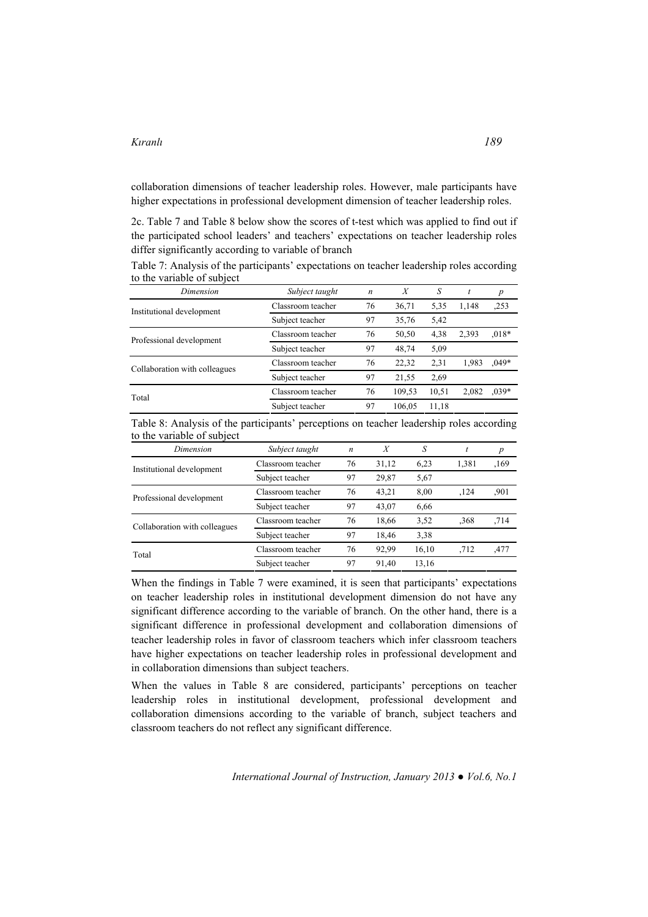collaboration dimensions of teacher leadership roles. However, male participants have higher expectations in professional development dimension of teacher leadership roles.

2c. Table 7 and Table 8 below show the scores of t-test which was applied to find out if the participated school leaders' and teachers' expectations on teacher leadership roles differ significantly according to variable of branch

Table 7: Analysis of the participants' expectations on teacher leadership roles according to the variable of subject

| *Dimension* | *Subject taught* | *n* | *X* | *S* | *t* | *p* |
|---|---|---|---|---|---|---|
| Institutional development | Classroom teacher | 76 | 36,71 | 5,35 | 1,148 | ,253 |
| | Subject teacher | 97 | 35,76 | 5,42 | | |
| Professional development | Classroom teacher | 76 | 50,50 | 4,38 | 2,393 | ,018* |
| | Subject teacher | 97 | 48,74 | 5,09 | | |
| Collaboration with colleagues | Classroom teacher | 76 | 22,32 | 2,31 | 1,983 | ,049* |
| | Subject teacher | 97 | 21,55 | 2,69 | | |
| Total | Classroom teacher | 76 | 109,53 | 10,51 | 2,082 | ,039* |
| | Subject teacher | 97 | 106,05 | 11,18 | | |

Table 8: Analysis of the participants' perceptions on teacher leadership roles according to the variable of subject

| *Dimension* | *Subject taught* | *n* | *X* | *S* | *t* | *p* |
|---|---|---|---|---|---|---|
| Institutional development | Classroom teacher | 76 | 31,12 | 6,23 | 1,381 | ,169 |
| | Subject teacher | 97 | 29,87 | 5,67 | | |
| Professional development | Classroom teacher | 76 | 43,21 | 8,00 | ,124 | ,901 |
| | Subject teacher | 97 | 43,07 | 6,66 | | |
| Collaboration with colleagues | Classroom teacher | 76 | 18,66 | 3,52 | ,368 | ,714 |
| | Subject teacher | 97 | 18,46 | 3,38 | | |
| Total | Classroom teacher | 76 | 92,99 | 16,10 | ,712 | ,477 |
| | Subject teacher | 97 | 91,40 | 13,16 | | |

When the findings in Table 7 were examined, it is seen that participants' expectations on teacher leadership roles in institutional development dimension do not have any significant difference according to the variable of branch. On the other hand, there is a significant difference in professional development and collaboration dimensions of teacher leadership roles in favor of classroom teachers which infer classroom teachers have higher expectations on teacher leadership roles in professional development and in collaboration dimensions than subject teachers.

When the values in Table 8 are considered, participants' perceptions on teacher leadership roles in institutional development, professional development and collaboration dimensions according to the variable of branch, subject teachers and classroom teachers do not reflect any significant difference.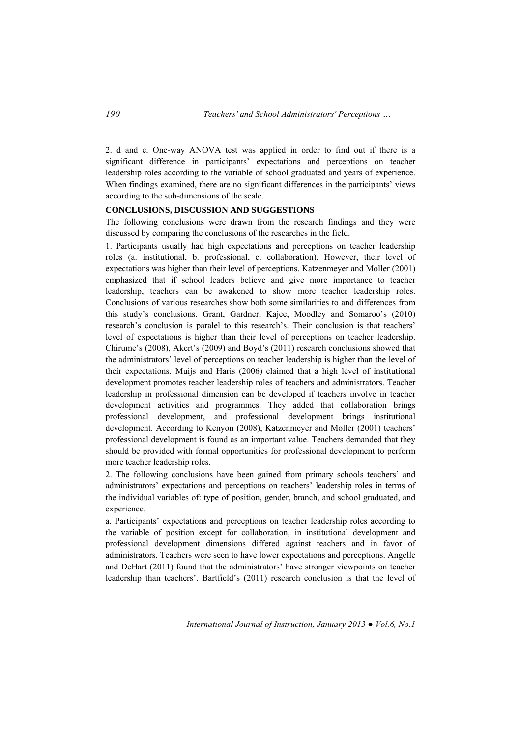2. d and e. One-way ANOVA test was applied in order to find out if there is a significant difference in participants' expectations and perceptions on teacher leadership roles according to the variable of school graduated and years of experience. When findings examined, there are no significant differences in the participants' views according to the sub-dimensions of the scale.

**CONCLUSIONS, DISCUSSION AND SUGGESTIONS**

The following conclusions were drawn from the research findings and they were discussed by comparing the conclusions of the researches in the field.

1. Participants usually had high expectations and perceptions on teacher leadership roles (a. institutional, b. professional, c. collaboration). However, their level of expectations was higher than their level of perceptions. Katzenmeyer and Moller (2001) emphasized that if school leaders believe and give more importance to teacher leadership, teachers can be awakened to show more teacher leadership roles. Conclusions of various researches show both some similarities to and differences from this study's conclusions. Grant, Gardner, Kajee, Moodley and Somaroo's (2010) research's conclusion is paralel to this research's. Their conclusion is that teachers' level of expectations is higher than their level of perceptions on teacher leadership. Chirume's (2008), Akert's (2009) and Boyd's (2011) research conclusions showed that the administrators' level of perceptions on teacher leadership is higher than the level of their expectations. Muijs and Haris (2006) claimed that a high level of institutional development promotes teacher leadership roles of teachers and administrators. Teacher leadership in professional dimension can be developed if teachers involve in teacher development activities and programmes. They added that collaboration brings professional development, and professional development brings institutional development. According to Kenyon (2008), Katzenmeyer and Moller (2001) teachers' professional development is found as an important value. Teachers demanded that they should be provided with formal opportunities for professional development to perform more teacher leadership roles.

2. The following conclusions have been gained from primary schools teachers' and administrators' expectations and perceptions on teachers' leadership roles in terms of the individual variables of: type of position, gender, branch, and school graduated, and experience.

a. Participants' expectations and perceptions on teacher leadership roles according to the variable of position except for collaboration, in institutional development and professional development dimensions differed against teachers and in favor of administrators. Teachers were seen to have lower expectations and perceptions. Angelle and DeHart (2011) found that the administrators' have stronger viewpoints on teacher leadership than teachers'. Bartfield's (2011) research conclusion is that the level of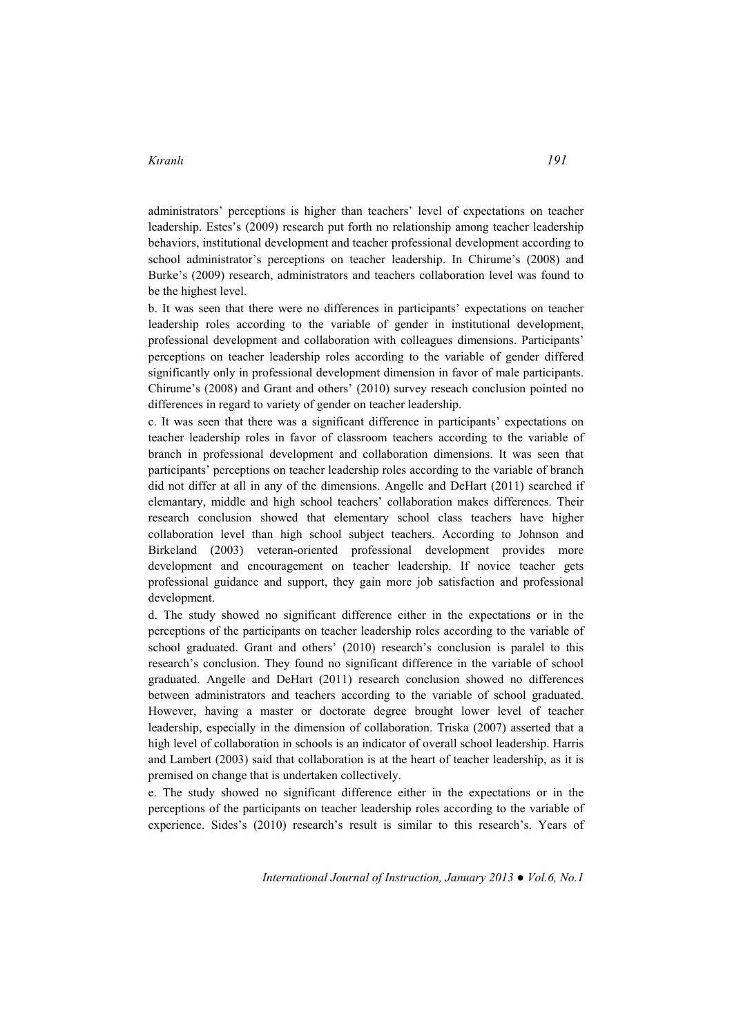administrators' perceptions is higher than teachers' level of expectations on teacher leadership. Estes's (2009) research put forth no relationship among teacher leadership behaviors, institutional development and teacher professional development according to school administrator's perceptions on teacher leadership. In Chirume's (2008) and Burke's (2009) research, administrators and teachers collaboration level was found to be the highest level.

b. It was seen that there were no differences in participants' expectations on teacher leadership roles according to the variable of gender in institutional development, professional development and collaboration with colleagues dimensions. Participants' perceptions on teacher leadership roles according to the variable of gender differed significantly only in professional development dimension in favor of male participants. Chirume's (2008) and Grant and others' (2010) survey reseach conclusion pointed no differences in regard to variety of gender on teacher leadership.

c. It was seen that there was a significant difference in participants' expectations on teacher leadership roles in favor of classroom teachers according to the variable of branch in professional development and collaboration dimensions. It was seen that participants' perceptions on teacher leadership roles according to the variable of branch did not differ at all in any of the dimensions. Angelle and DeHart (2011) searched if elemantary, middle and high school teachers' collaboration makes differences. Their research conclusion showed that elementary school class teachers have higher collaboration level than high school subject teachers. According to Johnson and Birkeland (2003) veteran-oriented professional development provides more development and encouragement on teacher leadership. If novice teacher gets professional guidance and support, they gain more job satisfaction and professional development.

d. The study showed no significant difference either in the expectations or in the perceptions of the participants on teacher leadership roles according to the variable of school graduated. Grant and others' (2010) research's conclusion is paralel to this research's conclusion. They found no significant difference in the variable of school graduated. Angelle and DeHart (2011) research conclusion showed no differences between administrators and teachers according to the variable of school graduated. However, having a master or doctorate degree brought lower level of teacher leadership, especially in the dimension of collaboration. Triska (2007) asserted that a high level of collaboration in schools is an indicator of overall school leadership. Harris and Lambert (2003) said that collaboration is at the heart of teacher leadership, as it is premised on change that is undertaken collectively.

e. The study showed no significant difference either in the expectations or in the perceptions of the participants on teacher leadership roles according to the variable of experience. Sides's (2010) research's result is similar to this research's. Years of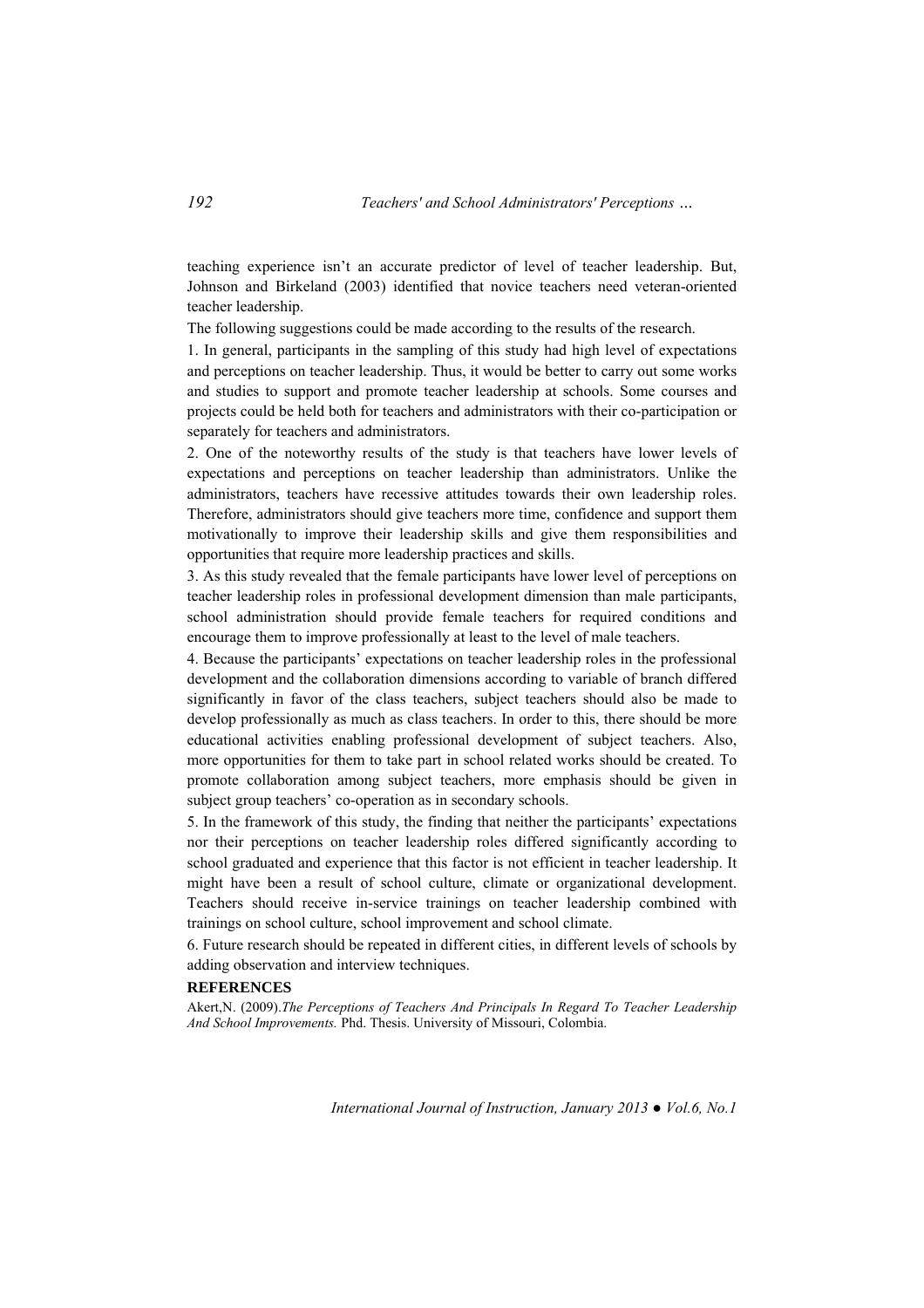teaching experience isn't an accurate predictor of level of teacher leadership. But, Johnson and Birkeland (2003) identified that novice teachers need veteran-oriented teacher leadership.

The following suggestions could be made according to the results of the research.

1. In general, participants in the sampling of this study had high level of expectations and perceptions on teacher leadership. Thus, it would be better to carry out some works and studies to support and promote teacher leadership at schools. Some courses and projects could be held both for teachers and administrators with their co-participation or separately for teachers and administrators.

2. One of the noteworthy results of the study is that teachers have lower levels of expectations and perceptions on teacher leadership than administrators. Unlike the administrators, teachers have recessive attitudes towards their own leadership roles. Therefore, administrators should give teachers more time, confidence and support them motivationally to improve their leadership skills and give them responsibilities and opportunities that require more leadership practices and skills.

3. As this study revealed that the female participants have lower level of perceptions on teacher leadership roles in professional development dimension than male participants, school administration should provide female teachers for required conditions and encourage them to improve professionally at least to the level of male teachers.

4. Because the participants' expectations on teacher leadership roles in the professional development and the collaboration dimensions according to variable of branch differed significantly in favor of the class teachers, subject teachers should also be made to develop professionally as much as class teachers. In order to this, there should be more educational activities enabling professional development of subject teachers. Also, more opportunities for them to take part in school related works should be created. To promote collaboration among subject teachers, more emphasis should be given in subject group teachers' co-operation as in secondary schools.

5. In the framework of this study, the finding that neither the participants' expectations nor their perceptions on teacher leadership roles differed significantly according to school graduated and experience that this factor is not efficient in teacher leadership. It might have been a result of school culture, climate or organizational development. Teachers should receive in-service trainings on teacher leadership combined with trainings on school culture, school improvement and school climate.

6. Future research should be repeated in different cities, in different levels of schools by adding observation and interview techniques.

**REFERENCES**

Akert,N. (2009).*The Perceptions of Teachers And Principals In Regard To Teacher Leadership And School Improvements.* Phd. Thesis. University of Missouri, Colombia.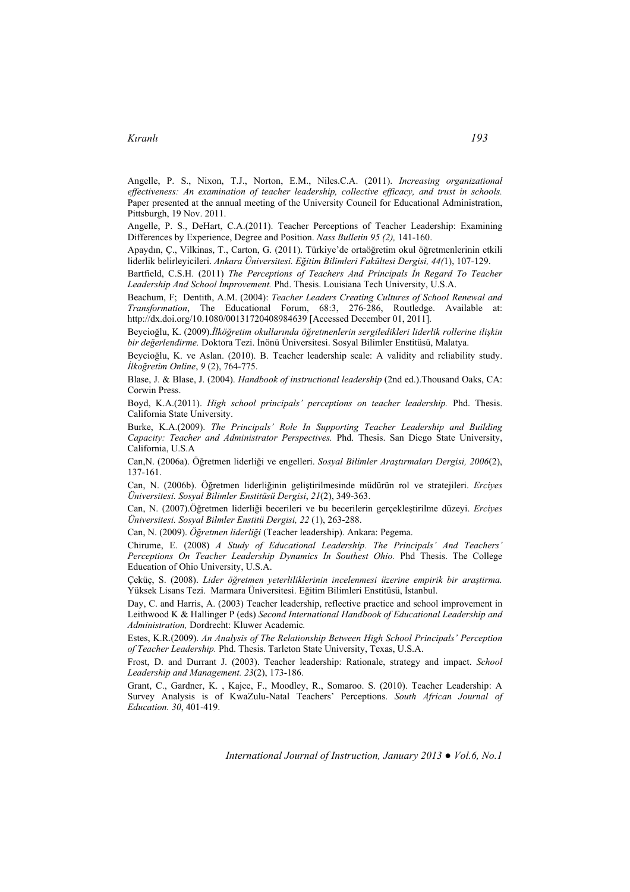Angelle, P. S., Nixon, T.J., Norton, E.M., Niles.C.A. (2011). *Increasing organizational effectiveness: An examination of teacher leadership, collective efficacy, and trust in schools.* Paper presented at the annual meeting of the University Council for Educational Administration, Pittsburgh, 19 Nov. 2011.

Angelle, P. S., DeHart, C.A.(2011). Teacher Perceptions of Teacher Leadership: Examining Differences by Experience, Degree and Position. *Nass Bulletin 95 (2),* 141-160.

Apaydın, Ç., Vilkinas, T., Carton, G. (2011). Türkiye'de ortaöğretim okul öğretmenlerinin etkili liderlik belirleyicileri. *Ankara Üniversitesi. Eğitim Bilimleri Fakültesi Dergisi, 44(*1), 107-129.

Bartfield, C.S.H. (2011) *The Perceptions of Teachers And Principals İn Regard To Teacher Leadership And School İmprovement.* Phd. Thesis. Louisiana Tech University, U.S.A.

Beachum, F; Dentith, A.M. (2004): *Teacher Leaders Creating Cultures of School Renewal and Transformation*, The Educational Forum, 68:3, 276-286, Routledge. Available at: http://dx.doi.org/10.1080/00131720408984639 [Accessed December 01, 2011].

Beycioğlu, K. (2009).*İlköğretim okullarında öğretmenlerin sergiledikleri liderlik rollerine ilişkin bir değerlendirme.* Doktora Tezi. İnönü Üniversitesi. Sosyal Bilimler Enstitüsü, Malatya.

Beycioğlu, K. ve Aslan. (2010). B. Teacher leadership scale: A validity and reliability study. *İlkoğretim Online*, *9* (2), 764-775.

Blase, J. & Blase, J. (2004). *Handbook of instructional leadership* (2nd ed.).Thousand Oaks, CA: Corwin Press.

Boyd, K.A.(2011). *High school principals' perceptions on teacher leadership.* Phd. Thesis. California State University.

Burke, K.A.(2009). *The Principals' Role In Supporting Teacher Leadership and Building Capacity: Teacher and Administrator Perspectives.* Phd. Thesis. San Diego State University, California, U.S.A

Can,N. (2006a). Öğretmen liderliği ve engelleri. *Sosyal Bilimler Araştırmaları Dergisi, 2006*(2), 137-161.

Can, N. (2006b). Öğretmen liderliğinin geliştirilmesinde müdürün rol ve stratejileri. *Erciyes Üniversitesi. Sosyal Bilimler Enstitüsü Dergisi*, *21*(2), 349-363.

Can, N. (2007).Öğretmen liderliği becerileri ve bu becerilerin gerçekleştirilme düzeyi. *Erciyes Üniversitesi. Sosyal Bilmler Enstitü Dergisi, 22* (1), 263-288.

Can, N. (2009). *Öğretmen liderliği* (Teacher leadership). Ankara: Pegema.

Chirume, E. (2008) *A Study of Educational Leadership. The Principals' And Teachers' Perceptions On Teacher Leadership Dynamics In Southest Ohio.* Phd Thesis. The College Education of Ohio University, U.S.A.

Çeküç, S. (2008). *Lider öğretmen yeterliliklerinin incelenmesi üzerine empirik bir araştırma.* Yüksek Lisans Tezi. Marmara Üniversitesi. Eğitim Bilimleri Enstitüsü, İstanbul.

Day, C. and Harris, A. (2003) Teacher leadership, reflective practice and school improvement in Leithwood K & Hallinger P (eds) *Second International Handbook of Educational Leadership and Administration,* Dordrecht: Kluwer Academic*.*

Estes, K.R.(2009). *An Analysis of The Relationship Between High School Principals' Perception of Teacher Leadership.* Phd. Thesis. Tarleton State University, Texas, U.S.A.

Frost, D. and Durrant J. (2003). Teacher leadership: Rationale, strategy and impact. *School Leadership and Management. 23*(2), 173-186.

Grant, C., Gardner, K. , Kajee, F., Moodley, R., Somaroo. S. (2010). Teacher Leadership: A Survey Analysis is of KwaZulu-Natal Teachers' Perceptions*. South African Journal of Education. 30*, 401-419.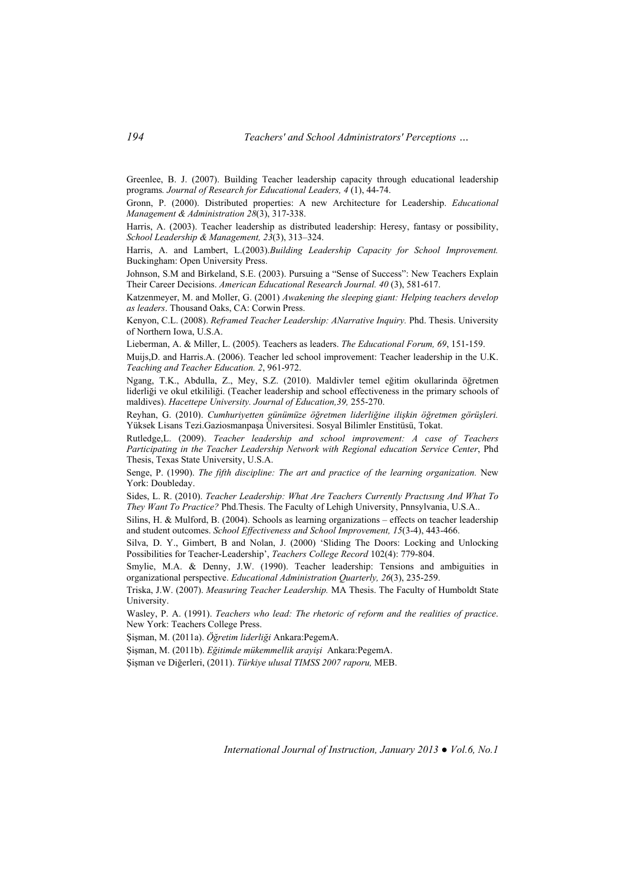Greenlee, B. J. (2007). Building Teacher leadership capacity through educational leadership programs*. Journal of Research for Educational Leaders, 4* (1), 44-74.

Gronn, P. (2000). Distributed properties: A new Architecture for Leadership. *Educational Management & Administration 28*(3), 317-338.

Harris, A. (2003). Teacher leadership as distributed leadership: Heresy, fantasy or possibility, *School Leadership & Management, 23*(3), 313–324.

Harris, A. and Lambert, L.(2003).*Building Leadership Capacity for School Improvement.* Buckingham: Open University Press.

Johnson, S.M and Birkeland, S.E. (2003). Pursuing a "Sense of Success": New Teachers Explain Their Career Decisions. *American Educational Research Journal. 40* (3), 581-617.

Katzenmeyer, M. and Moller, G. (2001) *Awakening the sleeping giant: Helping teachers develop as leaders*. Thousand Oaks, CA: Corwin Press.

Kenyon, C.L. (2008). *Reframed Teacher Leadership: ANarrative Inquiry.* Phd. Thesis. University of Northern Iowa, U.S.A.

Lieberman, A. & Miller, L. (2005). Teachers as leaders. *The Educational Forum, 69*, 151-159.

Muijs,D. and Harris.A. (2006). Teacher led school improvement: Teacher leadership in the U.K. *Teaching and Teacher Education. 2*, 961-972.

Ngang, T.K., Abdulla, Z., Mey, S.Z. (2010). Maldivler temel eğitim okullarinda öğretmen liderliği ve okul etkililiği. (Teacher leadership and school effectiveness in the primary schools of maldives). *Hacettepe University. Journal of Education,39,* 255-270.

Reyhan, G. (2010). *Cumhuriyetten günümüze öğretmen liderliğine ilişkin öğretmen görüşleri.* Yüksek Lisans Tezi.Gaziosmanpaşa Üniversitesi. Sosyal Bilimler Enstitüsü, Tokat.

Rutledge,L. (2009). *Teacher leadership and school improvement: A case of Teachers Participating in the Teacher Leadership Network with Regional education Service Center*, Phd Thesis, Texas State University, U.S.A.

Senge, P. (1990). *The fifth discipline: The art and practice of the learning organization.* New York: Doubleday.

Sides, L. R. (2010). *Teacher Leadership: What Are Teachers Currently Practısıng And What To They Want To Practice?* Phd.Thesis. The Faculty of Lehigh University, Pnnsylvania, U.S.A..

Silins, H. & Mulford, B. (2004). Schools as learning organizations – effects on teacher leadership and student outcomes. *School Effectiveness and School Improvement, 15*(3-4), 443-466.

Silva, D. Y., Gimbert, B and Nolan, J. (2000) 'Sliding The Doors: Locking and Unlocking Possibilities for Teacher-Leadership', *Teachers College Record* 102(4): 779-804.

Smylie, M.A. & Denny, J.W. (1990). Teacher leadership: Tensions and ambiguities in organizational perspective. *Educational Administration Quarterly, 26*(3), 235-259.

Triska, J.W. (2007). *Measuring Teacher Leadership.* MA Thesis. The Faculty of Humboldt State University.

Wasley, P. A. (1991). *Teachers who lead: The rhetoric of reform and the realities of practice*. New York: Teachers College Press.

Şişman, M. (2011a). *Öğretim liderliği* Ankara:PegemA.

Şişman, M. (2011b). *Eğitimde mükemmellik arayişi* Ankara:PegemA.

Şişman ve Diğerleri, (2011). *Türkiye ulusal TIMSS 2007 raporu,* MEB.